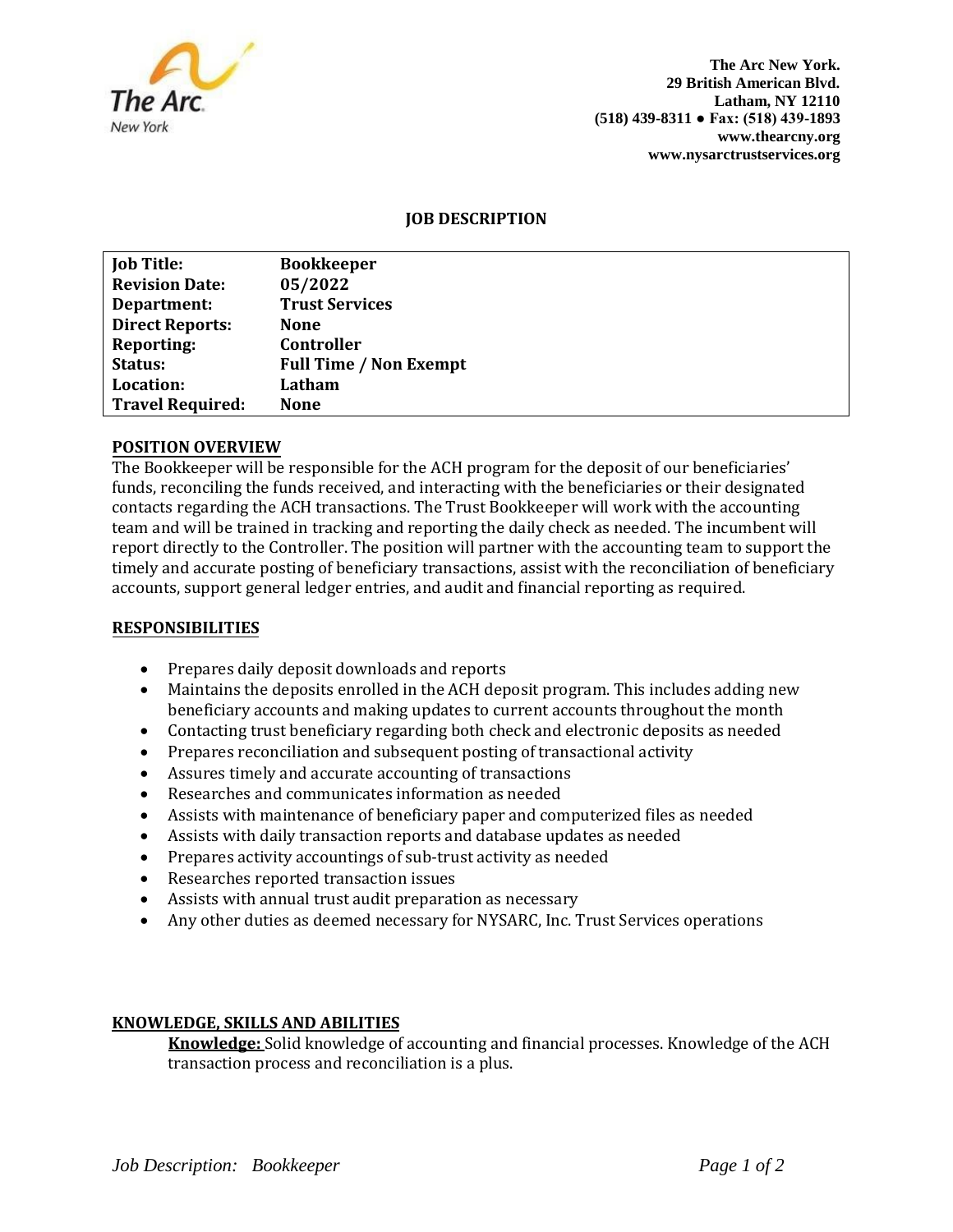**The Arc New York.**
**29 British American Blvd.**
**Latham, NY 12110**
**(518) 439-8311 ● Fax: (518) 439-1893**
**www.thearcny.org**
**www.nysarctrustservices.org**

# JOB DESCRIPTION

| | |
|---|---|
| **Job Title:** | **Bookkeeper** |
| **Revision Date:** | **05/2022** |
| **Department:** | **Trust Services** |
| **Direct Reports:** | **None** |
| **Reporting:** | **Controller** |
| **Status:** | **Full Time / Non Exempt** |
| **Location:** | **Latham** |
| **Travel Required:** | **None** |

## POSITION OVERVIEW

The Bookkeeper will be responsible for the ACH program for the deposit of our beneficiaries' funds, reconciling the funds received, and interacting with the beneficiaries or their designated contacts regarding the ACH transactions. The Trust Bookkeeper will work with the accounting team and will be trained in tracking and reporting the daily check as needed. The incumbent will report directly to the Controller. The position will partner with the accounting team to support the timely and accurate posting of beneficiary transactions, assist with the reconciliation of beneficiary accounts, support general ledger entries, and audit and financial reporting as required.

## RESPONSIBILITIES

- Prepares daily deposit downloads and reports
- Maintains the deposits enrolled in the ACH deposit program. This includes adding new beneficiary accounts and making updates to current accounts throughout the month
- Contacting trust beneficiary regarding both check and electronic deposits as needed
- Prepares reconciliation and subsequent posting of transactional activity
- Assures timely and accurate accounting of transactions
- Researches and communicates information as needed
- Assists with maintenance of beneficiary paper and computerized files as needed
- Assists with daily transaction reports and database updates as needed
- Prepares activity accountings of sub-trust activity as needed
- Researches reported transaction issues
- Assists with annual trust audit preparation as necessary
- Any other duties as deemed necessary for NYSARC, Inc. Trust Services operations

## KNOWLEDGE, SKILLS AND ABILITIES

**Knowledge:** Solid knowledge of accounting and financial processes. Knowledge of the ACH transaction process and reconciliation is a plus.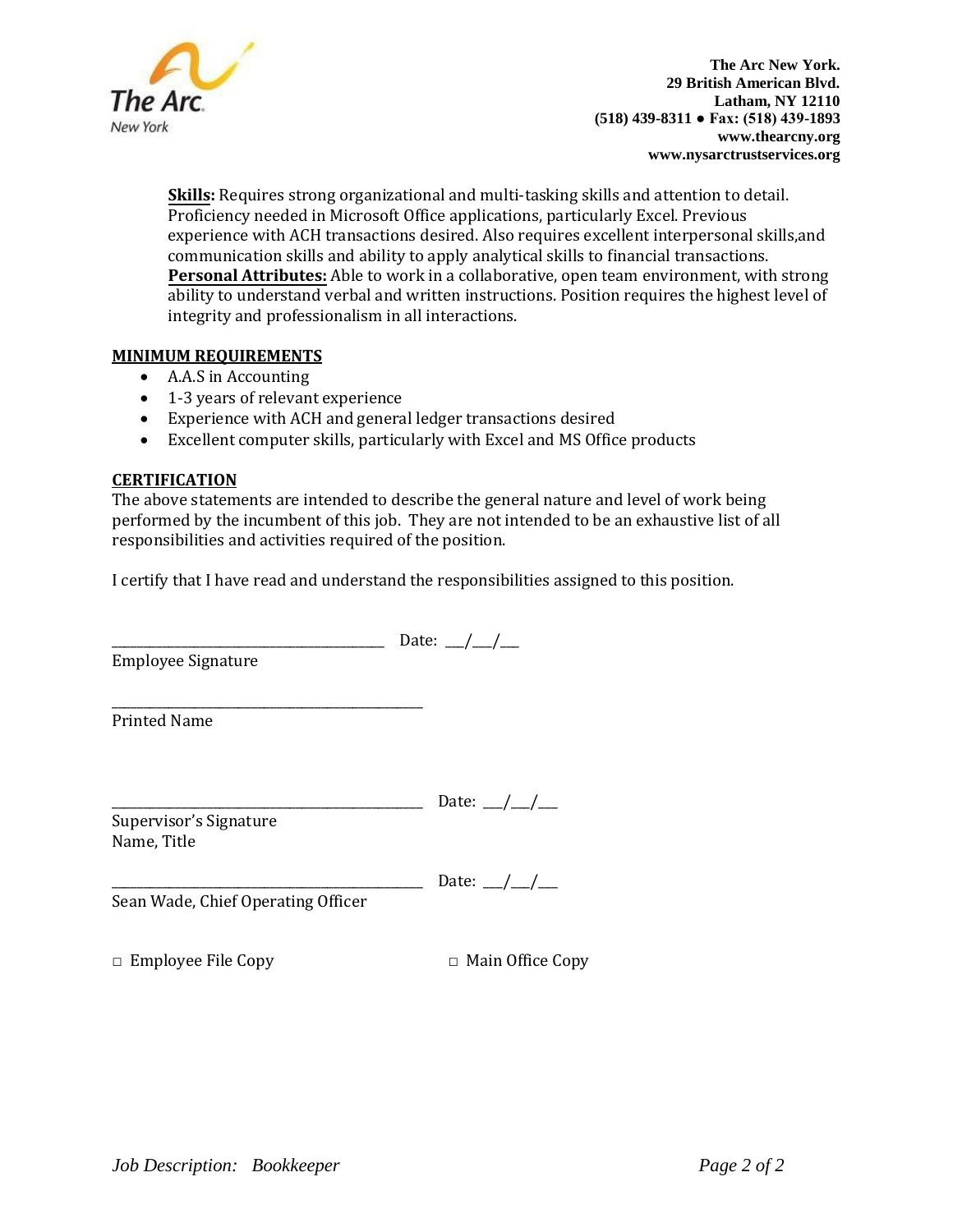The Arc New York.
29 British American Blvd.
Latham, NY 12110
(518) 439-8311 ● Fax: (518) 439-1893
www.thearcny.org
www.nysarctrustservices.org

**Skills:** Requires strong organizational and multi-tasking skills and attention to detail. Proficiency needed in Microsoft Office applications, particularly Excel. Previous experience with ACH transactions desired. Also requires excellent interpersonal skills,and communication skills and ability to apply analytical skills to financial transactions.
**Personal Attributes:** Able to work in a collaborative, open team environment, with strong ability to understand verbal and written instructions. Position requires the highest level of integrity and professionalism in all interactions.

**MINIMUM REQUIREMENTS**

- A.A.S in Accounting
- 1-3 years of relevant experience
- Experience with ACH and general ledger transactions desired
- Excellent computer skills, particularly with Excel and MS Office products

**CERTIFICATION**

The above statements are intended to describe the general nature and level of work being performed by the incumbent of this job. They are not intended to be an exhaustive list of all responsibilities and activities required of the position.

I certify that I have read and understand the responsibilities assigned to this position.

_________________________________________ Date: ___/___/___
Employee Signature

_______________________________________________
Printed Name

_______________________________________________ Date: ___/___/___
Supervisor's Signature
Name, Title

_______________________________________________ Date: ___/___/___
Sean Wade, Chief Operating Officer

□ Employee File Copy □ Main Office Copy